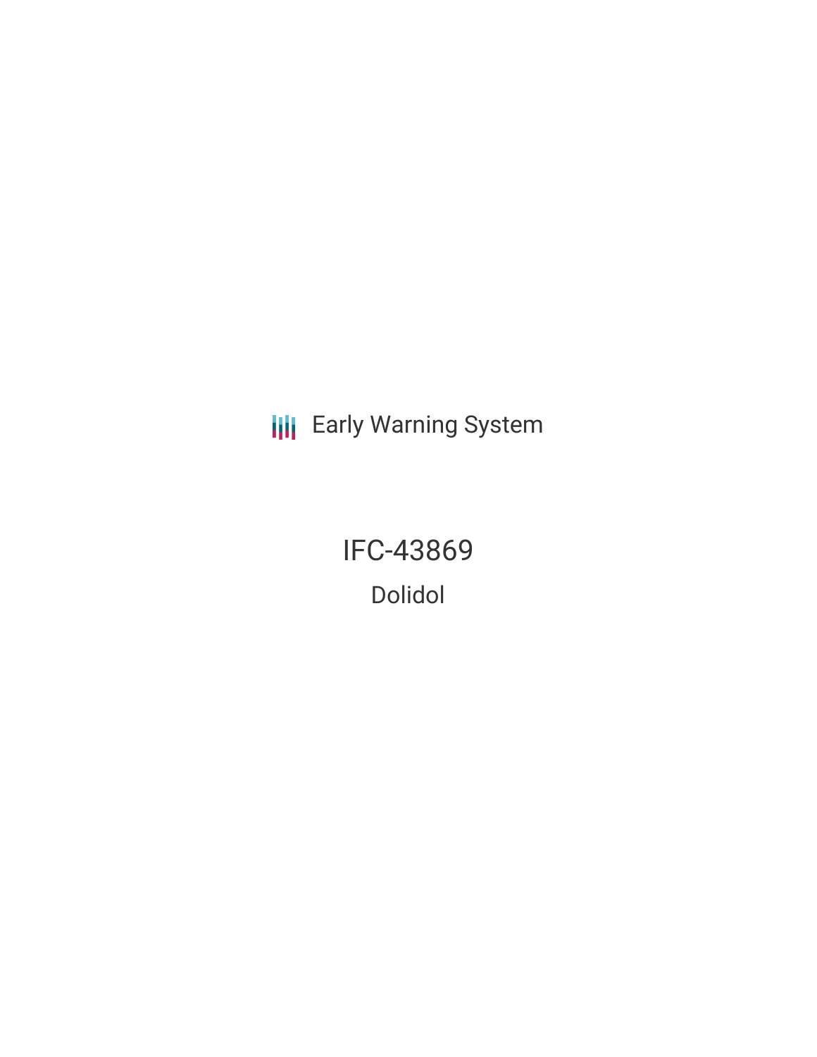Early Warning System

# IFC-43869

## Dolidol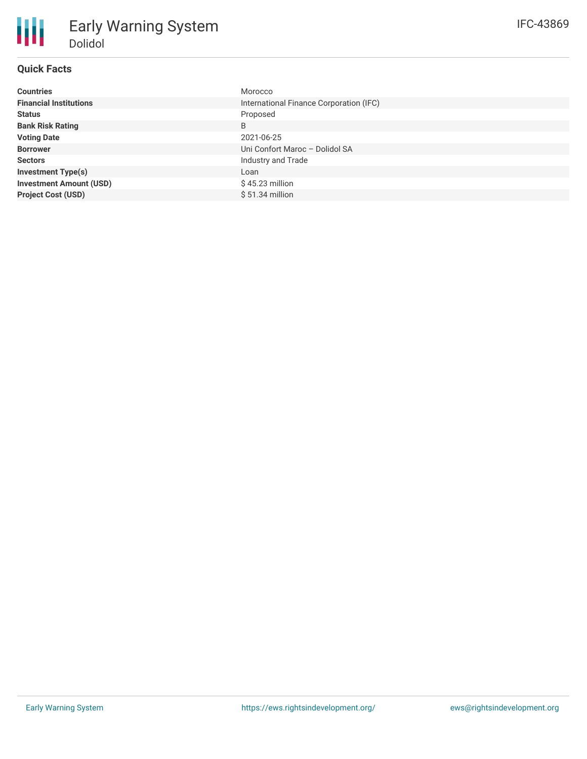# Early Warning System

## Dolidol

IFC-43869

### Quick Facts

| | |
|---|---|
| **Countries** | Morocco |
| **Financial Institutions** | International Finance Corporation (IFC) |
| **Status** | Proposed |
| **Bank Risk Rating** | B |
| **Voting Date** | 2021-06-25 |
| **Borrower** | Uni Confort Maroc – Dolidol SA |
| **Sectors** | Industry and Trade |
| **Investment Type(s)** | Loan |
| **Investment Amount (USD)** | $ 45.23 million |
| **Project Cost (USD)** | $ 51.34 million |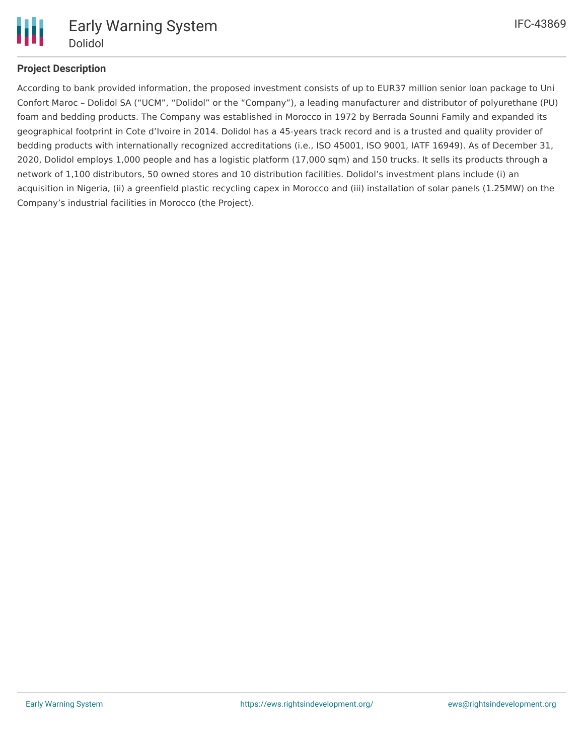## Project Description

According to bank provided information, the proposed investment consists of up to EUR37 million senior loan package to Uni Confort Maroc – Dolidol SA ("UCM", "Dolidol" or the "Company"), a leading manufacturer and distributor of polyurethane (PU) foam and bedding products. The Company was established in Morocco in 1972 by Berrada Sounni Family and expanded its geographical footprint in Cote d'Ivoire in 2014. Dolidol has a 45-years track record and is a trusted and quality provider of bedding products with internationally recognized accreditations (i.e., ISO 45001, ISO 9001, IATF 16949). As of December 31, 2020, Dolidol employs 1,000 people and has a logistic platform (17,000 sqm) and 150 trucks. It sells its products through a network of 1,100 distributors, 50 owned stores and 10 distribution facilities. Dolidol's investment plans include (i) an acquisition in Nigeria, (ii) a greenfield plastic recycling capex in Morocco and (iii) installation of solar panels (1.25MW) on the Company's industrial facilities in Morocco (the Project).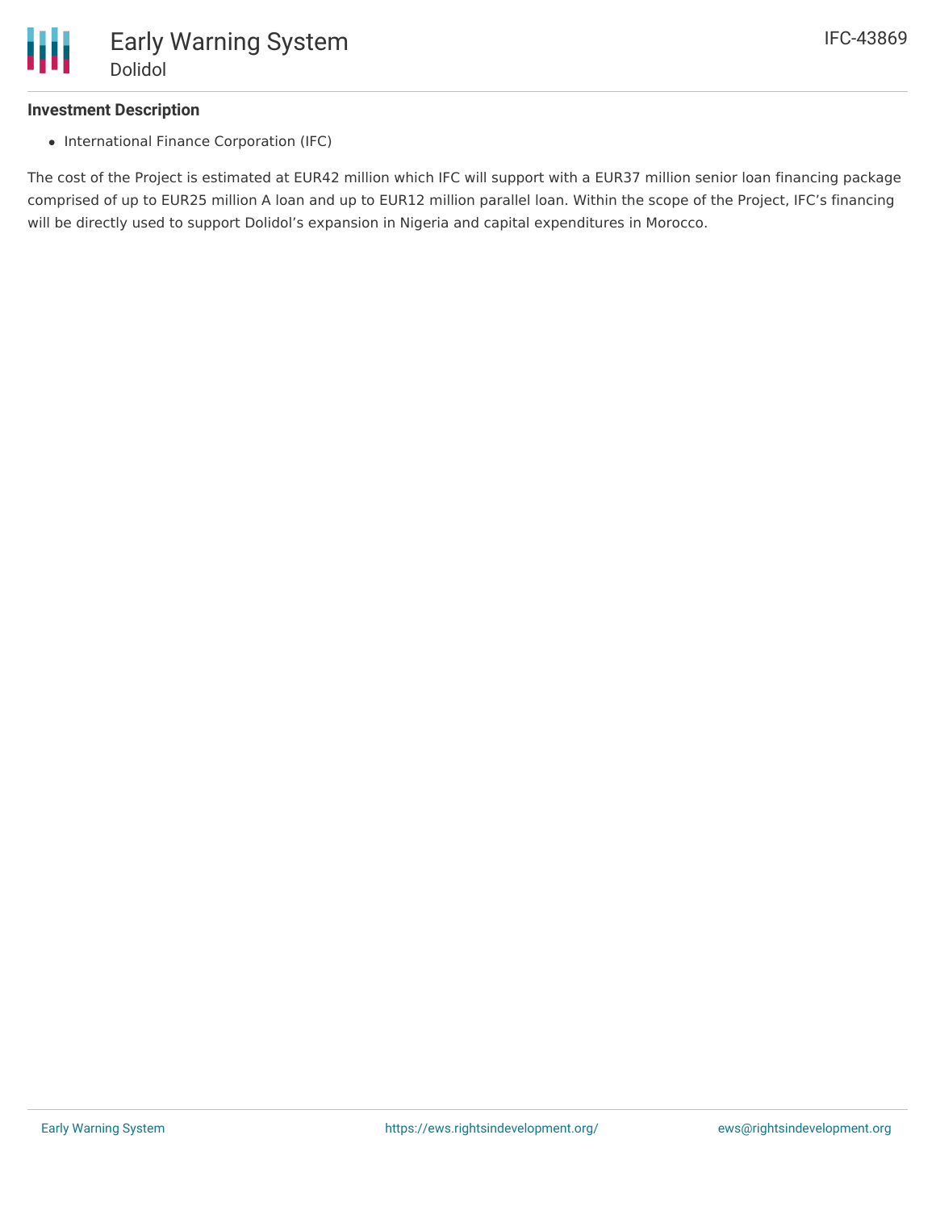## Investment Description

- International Finance Corporation (IFC)

The cost of the Project is estimated at EUR42 million which IFC will support with a EUR37 million senior loan financing package comprised of up to EUR25 million A loan and up to EUR12 million parallel loan. Within the scope of the Project, IFC's financing will be directly used to support Dolidol's expansion in Nigeria and capital expenditures in Morocco.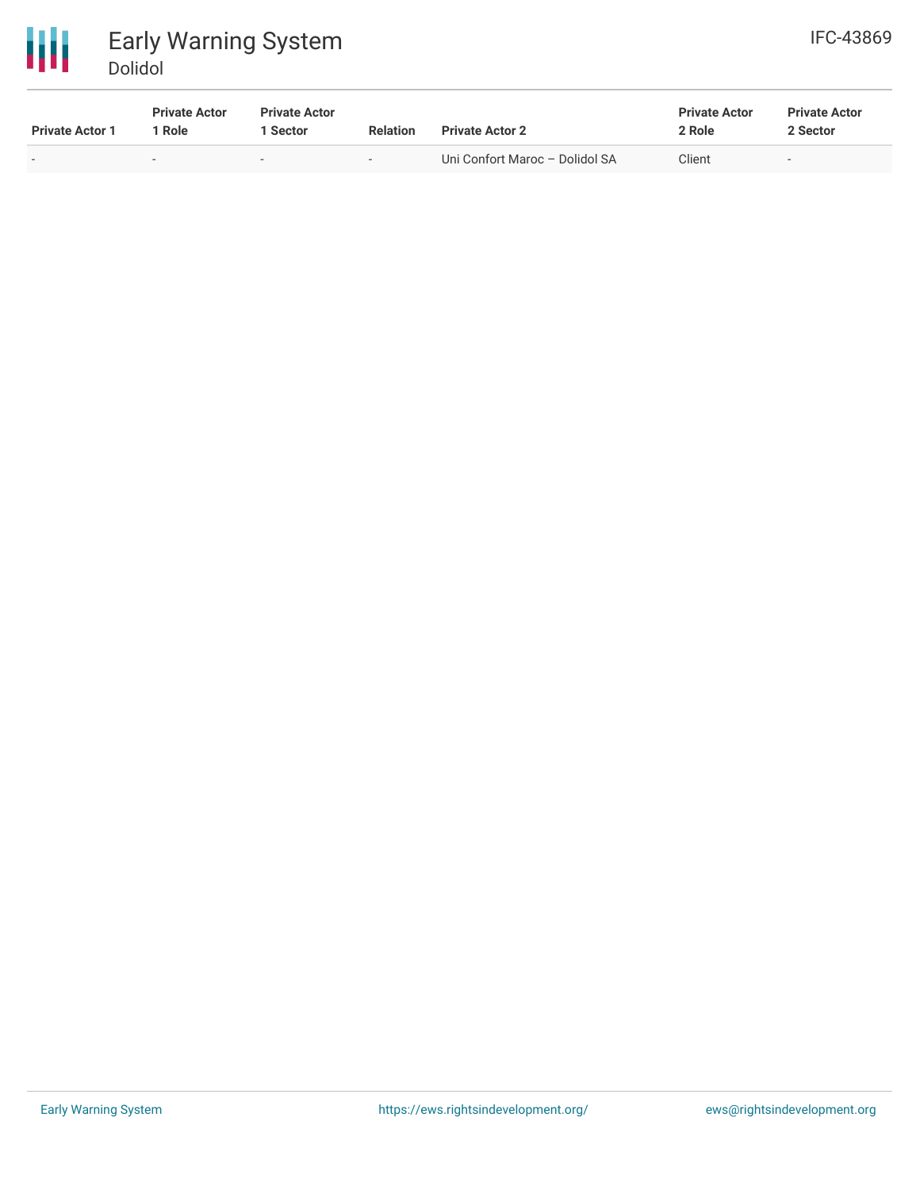| Private Actor 1 | Private Actor 1 Role | Private Actor 1 Sector | Relation | Private Actor 2 | Private Actor 2 Role | Private Actor 2 Sector |
| --- | --- | --- | --- | --- | --- | --- |
| - | - | - | - | Uni Confort Maroc – Dolidol SA | Client | - |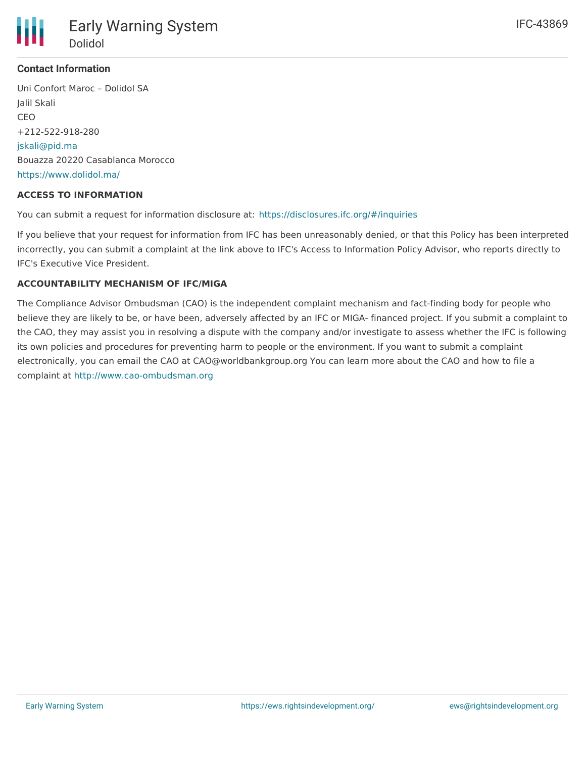### Contact Information

Uni Confort Maroc – Dolidol SA
Jalil Skali
CEO
+212-522-918-280
jskali@pid.ma
Bouazza 20220 Casablanca Morocco
https://www.dolidol.ma/

### ACCESS TO INFORMATION

You can submit a request for information disclosure at: https://disclosures.ifc.org/#/inquiries

If you believe that your request for information from IFC has been unreasonably denied, or that this Policy has been interpreted incorrectly, you can submit a complaint at the link above to IFC's Access to Information Policy Advisor, who reports directly to IFC's Executive Vice President.

### ACCOUNTABILITY MECHANISM OF IFC/MIGA

The Compliance Advisor Ombudsman (CAO) is the independent complaint mechanism and fact-finding body for people who believe they are likely to be, or have been, adversely affected by an IFC or MIGA- financed project. If you submit a complaint to the CAO, they may assist you in resolving a dispute with the company and/or investigate to assess whether the IFC is following its own policies and procedures for preventing harm to people or the environment. If you want to submit a complaint electronically, you can email the CAO at CAO@worldbankgroup.org You can learn more about the CAO and how to file a complaint at http://www.cao-ombudsman.org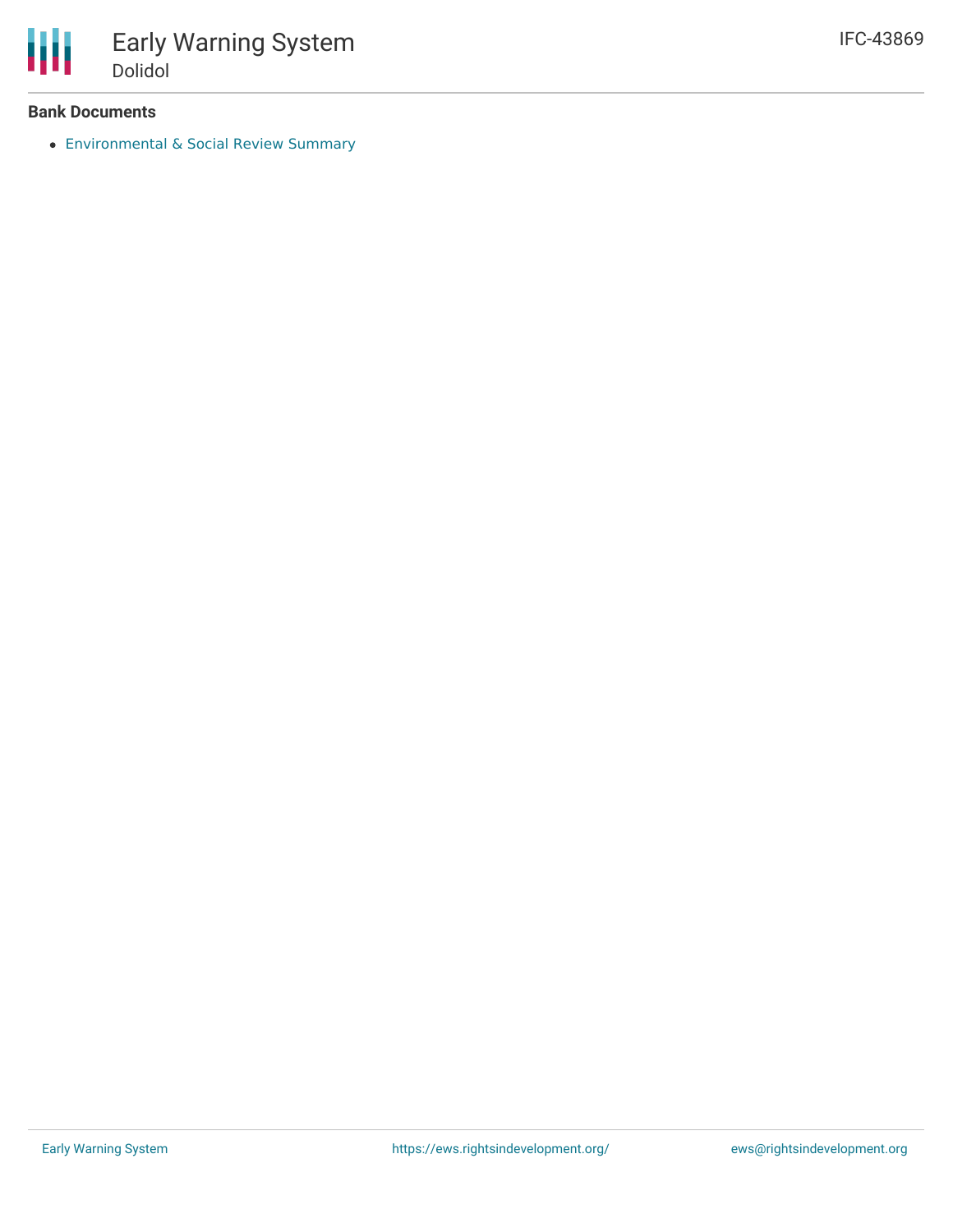**Bank Documents**

- Environmental & Social Review Summary